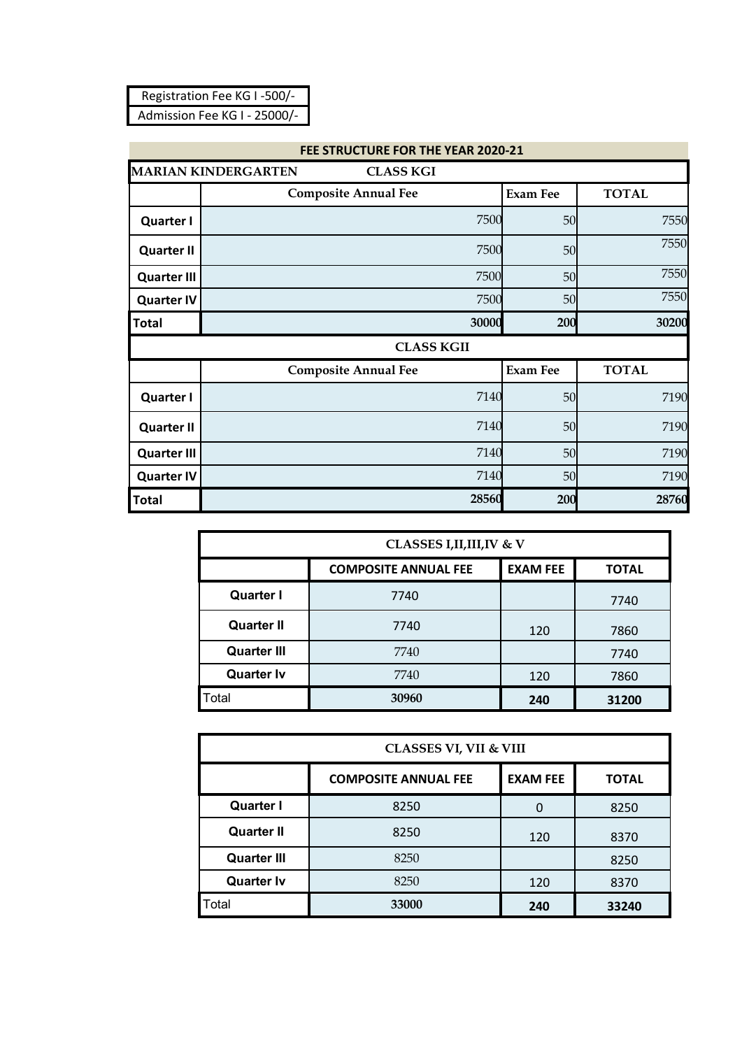| Registration Fee KG I -500/- |
| --- |
| Admission Fee KG I - 25000/- |

## FEE STRUCTURE FOR THE YEAR 2020-21

**MARIAN KINDERGARTEN** **CLASS KGI**

| | Composite Annual Fee | Exam Fee | TOTAL |
| --- | --- | --- | --- |
| Quarter I | 7500 | 50 | 7550 |
| Quarter II | 7500 | 50 | 7550 |
| Quarter III | 7500 | 50 | 7550 |
| Quarter IV | 7500 | 50 | 7550 |
| **Total** | **30000** | **200** | **30200** |

**CLASS KGII**

| | Composite Annual Fee | Exam Fee | TOTAL |
| --- | --- | --- | --- |
| Quarter I | 7140 | 50 | 7190 |
| Quarter II | 7140 | 50 | 7190 |
| Quarter III | 7140 | 50 | 7190 |
| Quarter IV | 7140 | 50 | 7190 |
| **Total** | **28560** | **200** | **28760** |

**CLASSES I,II,III,IV & V**

| | COMPOSITE ANNUAL FEE | EXAM FEE | TOTAL |
| --- | --- | --- | --- |
| Quarter I | 7740 | | 7740 |
| Quarter II | 7740 | 120 | 7860 |
| Quarter III | 7740 | | 7740 |
| Quarter Iv | 7740 | 120 | 7860 |
| Total | **30960** | **240** | **31200** |

**CLASSES VI, VII & VIII**

| | COMPOSITE ANNUAL FEE | EXAM FEE | TOTAL |
| --- | --- | --- | --- |
| Quarter I | 8250 | 0 | 8250 |
| Quarter II | 8250 | 120 | 8370 |
| Quarter III | 8250 | | 8250 |
| Quarter Iv | 8250 | 120 | 8370 |
| Total | **33000** | **240** | **33240** |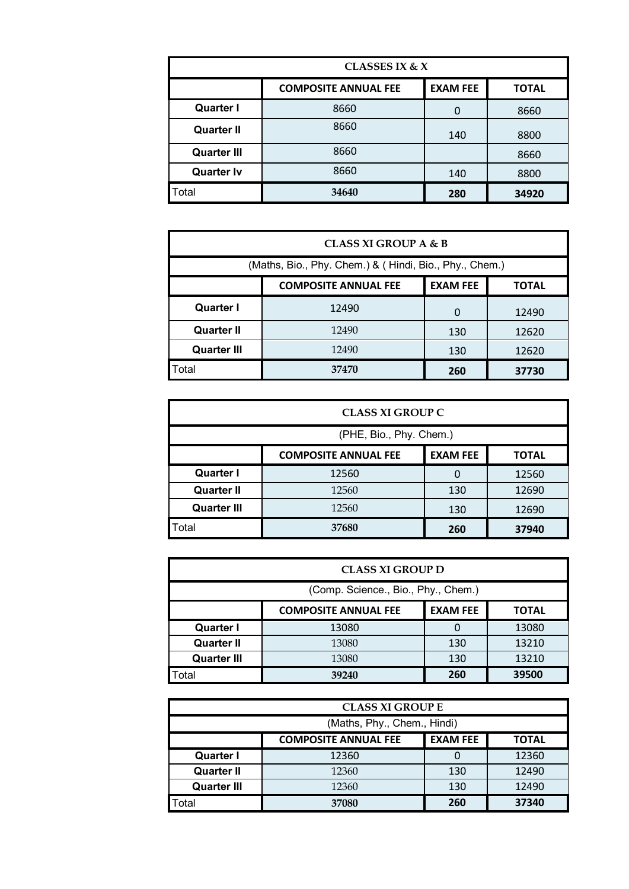| CLASSES IX & X | | | |
|---|---|---|---|
| | **COMPOSITE ANNUAL FEE** | **EXAM FEE** | **TOTAL** |
| **Quarter I** | 8660 | 0 | 8660 |
| **Quarter II** | 8660 | 140 | 8800 |
| **Quarter III** | 8660 | | 8660 |
| **Quarter Iv** | 8660 | 140 | 8800 |
| Total | **34640** | **280** | **34920** |

| CLASS XI GROUP A & B | | | |
|---|---|---|---|
| (Maths, Bio., Phy. Chem.) & ( Hindi, Bio., Phy., Chem.) | | | |
| | **COMPOSITE ANNUAL FEE** | **EXAM FEE** | **TOTAL** |
| **Quarter I** | 12490 | 0 | 12490 |
| **Quarter II** | 12490 | 130 | 12620 |
| **Quarter III** | 12490 | 130 | 12620 |
| Total | **37470** | **260** | **37730** |

| CLASS XI GROUP C | | | |
|---|---|---|---|
| (PHE, Bio., Phy. Chem.) | | | |
| | **COMPOSITE ANNUAL FEE** | **EXAM FEE** | **TOTAL** |
| **Quarter I** | 12560 | 0 | 12560 |
| **Quarter II** | 12560 | 130 | 12690 |
| **Quarter III** | 12560 | 130 | 12690 |
| Total | **37680** | **260** | **37940** |

| CLASS XI GROUP D | | | |
|---|---|---|---|
| (Comp. Science., Bio., Phy., Chem.) | | | |
| | **COMPOSITE ANNUAL FEE** | **EXAM FEE** | **TOTAL** |
| **Quarter I** | 13080 | 0 | 13080 |
| **Quarter II** | 13080 | 130 | 13210 |
| **Quarter III** | 13080 | 130 | 13210 |
| Total | **39240** | **260** | **39500** |

| CLASS XI GROUP E | | | |
|---|---|---|---|
| (Maths, Phy., Chem., Hindi) | | | |
| | **COMPOSITE ANNUAL FEE** | **EXAM FEE** | **TOTAL** |
| **Quarter I** | 12360 | 0 | 12360 |
| **Quarter II** | 12360 | 130 | 12490 |
| **Quarter III** | 12360 | 130 | 12490 |
| Total | **37080** | **260** | **37340** |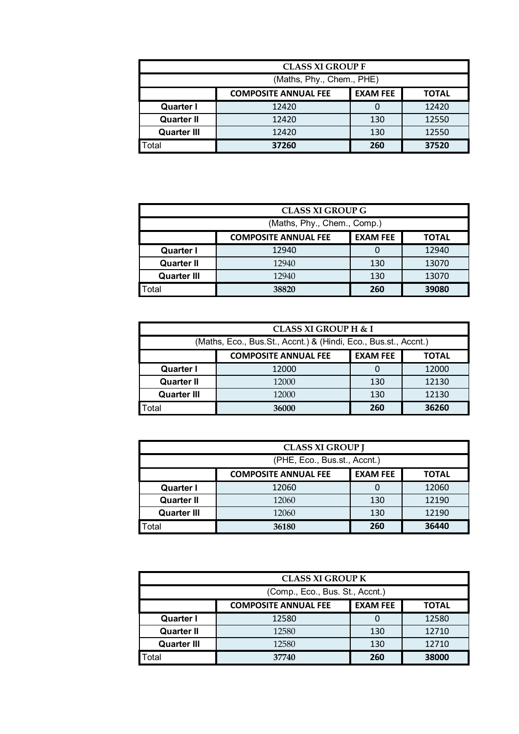| CLASS XI GROUP F | | | |
|---|---|---|---|
| (Maths, Phy., Chem., PHE) | | | |
| | **COMPOSITE ANNUAL FEE** | **EXAM FEE** | **TOTAL** |
| **Quarter I** | 12420 | 0 | 12420 |
| **Quarter II** | 12420 | 130 | 12550 |
| **Quarter III** | 12420 | 130 | 12550 |
| Total | **37260** | **260** | **37520** |

| CLASS XI GROUP G | | | |
|---|---|---|---|
| (Maths, Phy., Chem., Comp.) | | | |
| | **COMPOSITE ANNUAL FEE** | **EXAM FEE** | **TOTAL** |
| **Quarter I** | 12940 | 0 | 12940 |
| **Quarter II** | 12940 | 130 | 13070 |
| **Quarter III** | 12940 | 130 | 13070 |
| Total | **38820** | **260** | **39080** |

| CLASS XI GROUP H & I | | | |
|---|---|---|---|
| (Maths, Eco., Bus.St., Accnt.) & (Hindi, Eco., Bus.st., Accnt.) | | | |
| | **COMPOSITE ANNUAL FEE** | **EXAM FEE** | **TOTAL** |
| **Quarter I** | 12000 | 0 | 12000 |
| **Quarter II** | 12000 | 130 | 12130 |
| **Quarter III** | 12000 | 130 | 12130 |
| Total | **36000** | **260** | **36260** |

| CLASS XI GROUP J | | | |
|---|---|---|---|
| (PHE, Eco., Bus.st., Accnt.) | | | |
| | **COMPOSITE ANNUAL FEE** | **EXAM FEE** | **TOTAL** |
| **Quarter I** | 12060 | 0 | 12060 |
| **Quarter II** | 12060 | 130 | 12190 |
| **Quarter III** | 12060 | 130 | 12190 |
| Total | **36180** | **260** | **36440** |

| CLASS XI GROUP K | | | |
|---|---|---|---|
| (Comp., Eco., Bus. St., Accnt.) | | | |
| | **COMPOSITE ANNUAL FEE** | **EXAM FEE** | **TOTAL** |
| **Quarter I** | 12580 | 0 | 12580 |
| **Quarter II** | 12580 | 130 | 12710 |
| **Quarter III** | 12580 | 130 | 12710 |
| Total | **37740** | **260** | **38000** |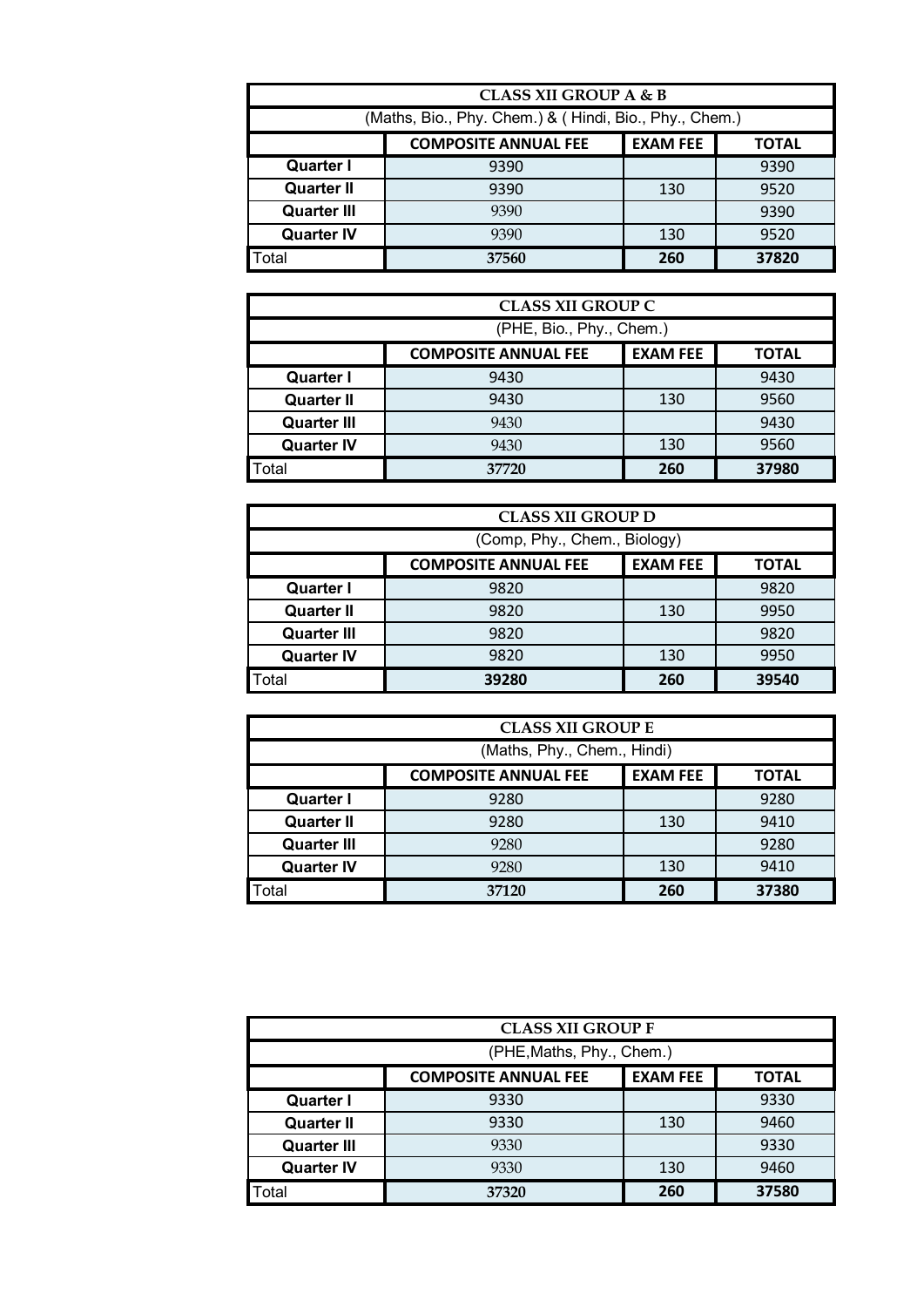| CLASS XII GROUP A & B | | | |
|---|---|---|---|
| (Maths, Bio., Phy. Chem.) & ( Hindi, Bio., Phy., Chem.) | | | |
| | **COMPOSITE ANNUAL FEE** | **EXAM FEE** | **TOTAL** |
| **Quarter I** | 9390 | | 9390 |
| **Quarter II** | 9390 | 130 | 9520 |
| **Quarter III** | 9390 | | 9390 |
| **Quarter IV** | 9390 | 130 | 9520 |
| Total | **37560** | **260** | **37820** |

| CLASS XII GROUP C | | | |
|---|---|---|---|
| (PHE, Bio., Phy., Chem.) | | | |
| | **COMPOSITE ANNUAL FEE** | **EXAM FEE** | **TOTAL** |
| **Quarter I** | 9430 | | 9430 |
| **Quarter II** | 9430 | 130 | 9560 |
| **Quarter III** | 9430 | | 9430 |
| **Quarter IV** | 9430 | 130 | 9560 |
| Total | **37720** | **260** | **37980** |

| CLASS XII GROUP D | | | |
|---|---|---|---|
| (Comp, Phy., Chem., Biology) | | | |
| | **COMPOSITE ANNUAL FEE** | **EXAM FEE** | **TOTAL** |
| **Quarter I** | 9820 | | 9820 |
| **Quarter II** | 9820 | 130 | 9950 |
| **Quarter III** | 9820 | | 9820 |
| **Quarter IV** | 9820 | 130 | 9950 |
| Total | **39280** | **260** | **39540** |

| CLASS XII GROUP E | | | |
|---|---|---|---|
| (Maths, Phy., Chem., Hindi) | | | |
| | **COMPOSITE ANNUAL FEE** | **EXAM FEE** | **TOTAL** |
| **Quarter I** | 9280 | | 9280 |
| **Quarter II** | 9280 | 130 | 9410 |
| **Quarter III** | 9280 | | 9280 |
| **Quarter IV** | 9280 | 130 | 9410 |
| Total | **37120** | **260** | **37380** |

| CLASS XII GROUP F | | | |
|---|---|---|---|
| (PHE,Maths, Phy., Chem.) | | | |
| | **COMPOSITE ANNUAL FEE** | **EXAM FEE** | **TOTAL** |
| **Quarter I** | 9330 | | 9330 |
| **Quarter II** | 9330 | 130 | 9460 |
| **Quarter III** | 9330 | | 9330 |
| **Quarter IV** | 9330 | 130 | 9460 |
| Total | **37320** | **260** | **37580** |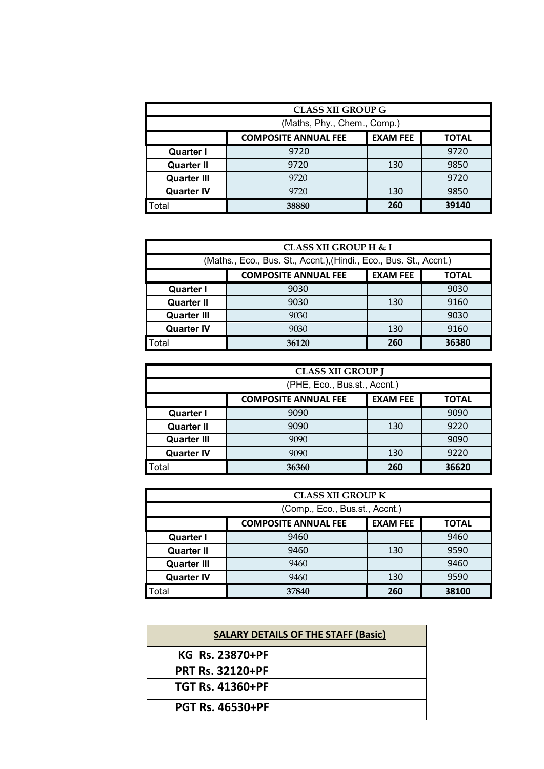| CLASS XII GROUP G | | | |
|---|---|---|---|
| (Maths, Phy., Chem., Comp.) | | | |
| | COMPOSITE ANNUAL FEE | EXAM FEE | TOTAL |
| Quarter I | 9720 | | 9720 |
| Quarter II | 9720 | 130 | 9850 |
| Quarter III | 9720 | | 9720 |
| Quarter IV | 9720 | 130 | 9850 |
| Total | 38880 | 260 | 39140 |

| CLASS XII GROUP H & I | | | |
|---|---|---|---|
| (Maths., Eco., Bus. St., Accnt.),(Hindi., Eco., Bus. St., Accnt.) | | | |
| | COMPOSITE ANNUAL FEE | EXAM FEE | TOTAL |
| Quarter I | 9030 | | 9030 |
| Quarter II | 9030 | 130 | 9160 |
| Quarter III | 9030 | | 9030 |
| Quarter IV | 9030 | 130 | 9160 |
| Total | 36120 | 260 | 36380 |

| CLASS XII GROUP J | | | |
|---|---|---|---|
| (PHE, Eco., Bus.st., Accnt.) | | | |
| | COMPOSITE ANNUAL FEE | EXAM FEE | TOTAL |
| Quarter I | 9090 | | 9090 |
| Quarter II | 9090 | 130 | 9220 |
| Quarter III | 9090 | | 9090 |
| Quarter IV | 9090 | 130 | 9220 |
| Total | 36360 | 260 | 36620 |

| CLASS XII GROUP K | | | |
|---|---|---|---|
| (Comp., Eco., Bus.st., Accnt.) | | | |
| | COMPOSITE ANNUAL FEE | EXAM FEE | TOTAL |
| Quarter I | 9460 | | 9460 |
| Quarter II | 9460 | 130 | 9590 |
| Quarter III | 9460 | | 9460 |
| Quarter IV | 9460 | 130 | 9590 |
| Total | 37840 | 260 | 38100 |

| SALARY DETAILS OF THE STAFF (Basic) |
|---|
| KG Rs. 23870+PF |
| PRT Rs. 32120+PF |
| TGT Rs. 41360+PF |
| PGT Rs. 46530+PF |